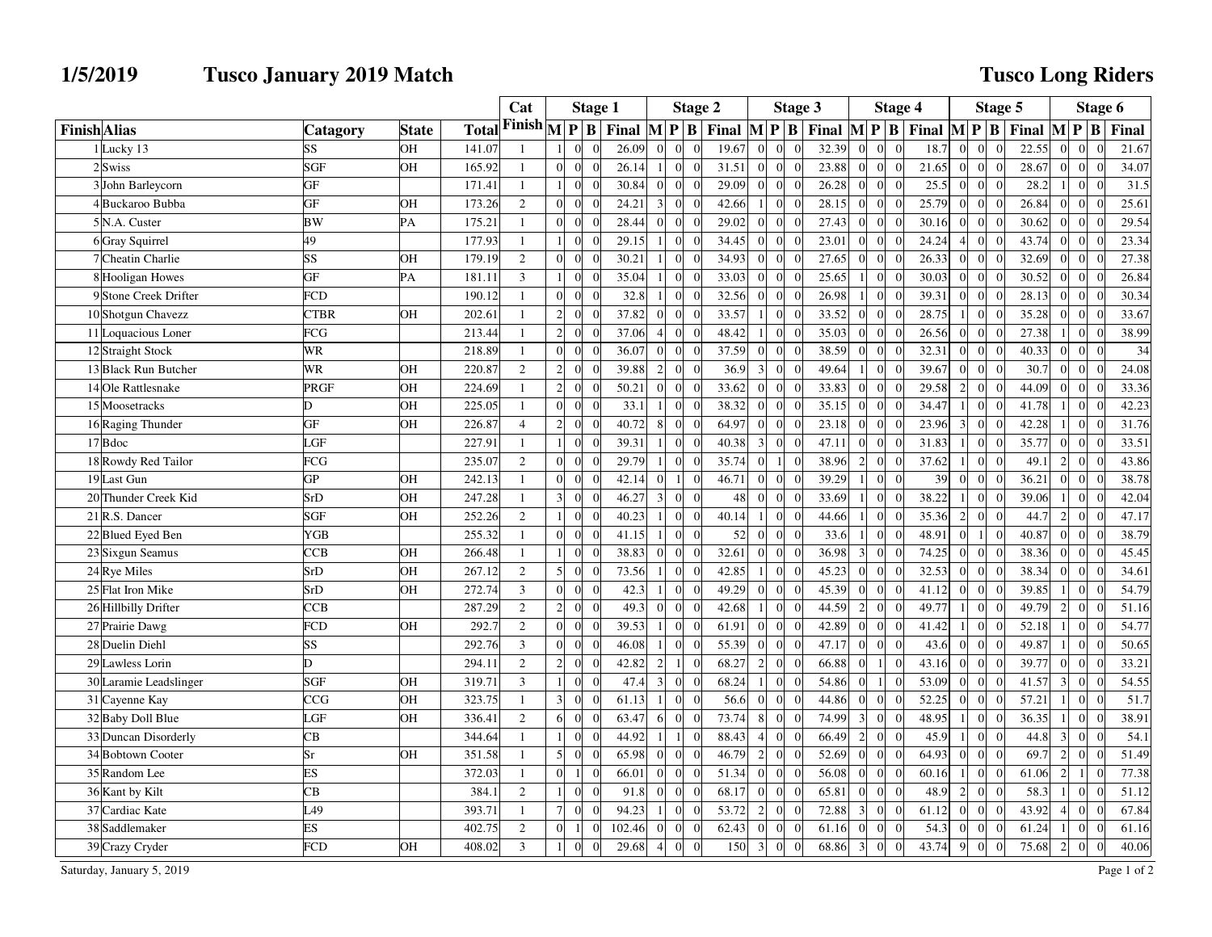# 1/5/2019 Tusco January 2019 Match

## Tusco Long Riders

| Finish | Alias | Catagory | State | Total | Cat Finish | Stage 1 M | Stage 1 P | Stage 1 B | Stage 1 Final | Stage 2 M | Stage 2 P | Stage 2 B | Stage 2 Final | Stage 3 M | Stage 3 P | Stage 3 B | Stage 3 Final | Stage 4 M | Stage 4 P | Stage 4 B | Stage 4 Final | Stage 5 M | Stage 5 P | Stage 5 B | Stage 5 Final | Stage 6 M | Stage 6 P | Stage 6 B | Stage 6 Final |
|---|---|---|---|---|---|---|---|---|---|---|---|---|---|---|---|---|---|---|---|---|---|---|---|---|---|---|---|---|---|
| 1 | Lucky 13 | SS | OH | 141.07 | 1 | 1 | 0 | 0 | 26.09 | 0 | 0 | 0 | 19.67 | 0 | 0 | 0 | 32.39 | 0 | 0 | 0 | 18.7 | 0 | 0 | 0 | 22.55 | 0 | 0 | 0 | 21.67 |
| 2 | Swiss | SGF | OH | 165.92 | 1 | 0 | 0 | 0 | 26.14 | 1 | 0 | 0 | 31.51 | 0 | 0 | 0 | 23.88 | 0 | 0 | 0 | 21.65 | 0 | 0 | 0 | 28.67 | 0 | 0 | 0 | 34.07 |
| 3 | John Barleycorn | GF | | 171.41 | 1 | 1 | 0 | 0 | 30.84 | 0 | 0 | 0 | 29.09 | 0 | 0 | 0 | 26.28 | 0 | 0 | 0 | 25.5 | 0 | 0 | 0 | 28.2 | 1 | 0 | 0 | 31.5 |
| 4 | Buckaroo Bubba | GF | OH | 173.26 | 2 | 0 | 0 | 0 | 24.21 | 3 | 0 | 0 | 42.66 | 1 | 0 | 0 | 28.15 | 0 | 0 | 0 | 25.79 | 0 | 0 | 0 | 26.84 | 0 | 0 | 0 | 25.61 |
| 5 | N.A. Custer | BW | PA | 175.21 | 1 | 0 | 0 | 0 | 28.44 | 0 | 0 | 0 | 29.02 | 0 | 0 | 0 | 27.43 | 0 | 0 | 0 | 30.16 | 0 | 0 | 0 | 30.62 | 0 | 0 | 0 | 29.54 |
| 6 | Gray Squirrel | 49 | | 177.93 | 1 | 1 | 0 | 0 | 29.15 | 1 | 0 | 0 | 34.45 | 0 | 0 | 0 | 23.01 | 0 | 0 | 0 | 24.24 | 4 | 0 | 0 | 43.74 | 0 | 0 | 0 | 23.34 |
| 7 | Cheatin Charlie | SS | OH | 179.19 | 2 | 0 | 0 | 0 | 30.21 | 1 | 0 | 0 | 34.93 | 0 | 0 | 0 | 27.65 | 0 | 0 | 0 | 26.33 | 0 | 0 | 0 | 32.69 | 0 | 0 | 0 | 27.38 |
| 8 | Hooligan Howes | GF | PA | 181.11 | 3 | 1 | 0 | 0 | 35.04 | 1 | 0 | 0 | 33.03 | 0 | 0 | 0 | 25.65 | 1 | 0 | 0 | 30.03 | 0 | 0 | 0 | 30.52 | 0 | 0 | 0 | 26.84 |
| 9 | Stone Creek Drifter | FCD | | 190.12 | 1 | 0 | 0 | 0 | 32.8 | 1 | 0 | 0 | 32.56 | 0 | 0 | 0 | 26.98 | 1 | 0 | 0 | 39.31 | 0 | 0 | 0 | 28.13 | 0 | 0 | 0 | 30.34 |
| 10 | Shotgun Chavezz | CTBR | OH | 202.61 | 1 | 2 | 0 | 0 | 37.82 | 0 | 0 | 0 | 33.57 | 1 | 0 | 0 | 33.52 | 0 | 0 | 0 | 28.75 | 1 | 0 | 0 | 35.28 | 0 | 0 | 0 | 33.67 |
| 11 | Loquacious Loner | FCG | | 213.44 | 1 | 2 | 0 | 0 | 37.06 | 4 | 0 | 0 | 48.42 | 1 | 0 | 0 | 35.03 | 0 | 0 | 0 | 26.56 | 0 | 0 | 0 | 27.38 | 1 | 0 | 0 | 38.99 |
| 12 | Straight Stock | WR | | 218.89 | 1 | 0 | 0 | 0 | 36.07 | 0 | 0 | 0 | 37.59 | 0 | 0 | 0 | 38.59 | 0 | 0 | 0 | 32.31 | 0 | 0 | 0 | 40.33 | 0 | 0 | 0 | 34 |
| 13 | Black Run Butcher | WR | OH | 220.87 | 2 | 2 | 0 | 0 | 39.88 | 2 | 0 | 0 | 36.9 | 3 | 0 | 0 | 49.64 | 1 | 0 | 0 | 39.67 | 0 | 0 | 0 | 30.7 | 0 | 0 | 0 | 24.08 |
| 14 | Ole Rattlesnake | PRGF | OH | 224.69 | 1 | 2 | 0 | 0 | 50.21 | 0 | 0 | 0 | 33.62 | 0 | 0 | 0 | 33.83 | 0 | 0 | 0 | 29.58 | 2 | 0 | 0 | 44.09 | 0 | 0 | 0 | 33.36 |
| 15 | Moosetracks | D | OH | 225.05 | 1 | 0 | 0 | 0 | 33.1 | 1 | 0 | 0 | 38.32 | 0 | 0 | 0 | 35.15 | 0 | 0 | 0 | 34.47 | 1 | 0 | 0 | 41.78 | 1 | 0 | 0 | 42.23 |
| 16 | Raging Thunder | GF | OH | 226.87 | 4 | 2 | 0 | 0 | 40.72 | 8 | 0 | 0 | 64.97 | 0 | 0 | 0 | 23.18 | 0 | 0 | 0 | 23.96 | 3 | 0 | 0 | 42.28 | 1 | 0 | 0 | 31.76 |
| 17 | Bdoc | LGF | | 227.91 | 1 | 1 | 0 | 0 | 39.31 | 1 | 0 | 0 | 40.38 | 3 | 0 | 0 | 47.11 | 0 | 0 | 0 | 31.83 | 1 | 0 | 0 | 35.77 | 0 | 0 | 0 | 33.51 |
| 18 | Rowdy Red Tailor | FCG | | 235.07 | 2 | 0 | 0 | 0 | 29.79 | 1 | 0 | 0 | 35.74 | 0 | 1 | 0 | 38.96 | 2 | 0 | 0 | 37.62 | 1 | 0 | 0 | 49.1 | 2 | 0 | 0 | 43.86 |
| 19 | Last Gun | GP | OH | 242.13 | 1 | 0 | 0 | 0 | 42.14 | 0 | 1 | 0 | 46.71 | 0 | 0 | 0 | 39.29 | 1 | 0 | 0 | 39 | 0 | 0 | 0 | 36.21 | 0 | 0 | 0 | 38.78 |
| 20 | Thunder Creek Kid | SrD | OH | 247.28 | 1 | 3 | 0 | 0 | 46.27 | 3 | 0 | 0 | 48 | 0 | 0 | 0 | 33.69 | 1 | 0 | 0 | 38.22 | 1 | 0 | 0 | 39.06 | 1 | 0 | 0 | 42.04 |
| 21 | R.S. Dancer | SGF | OH | 252.26 | 2 | 1 | 0 | 0 | 40.23 | 1 | 0 | 0 | 40.14 | 1 | 0 | 0 | 44.66 | 1 | 0 | 0 | 35.36 | 2 | 0 | 0 | 44.7 | 2 | 0 | 0 | 47.17 |
| 22 | Blued Eyed Ben | YGB | | 255.32 | 1 | 0 | 0 | 0 | 41.15 | 1 | 0 | 0 | 52 | 0 | 0 | 0 | 33.6 | 1 | 0 | 0 | 48.91 | 0 | 1 | 0 | 40.87 | 0 | 0 | 0 | 38.79 |
| 23 | Sixgun Seamus | CCB | OH | 266.48 | 1 | 1 | 0 | 0 | 38.83 | 0 | 0 | 0 | 32.61 | 0 | 0 | 0 | 36.98 | 3 | 0 | 0 | 74.25 | 0 | 0 | 0 | 38.36 | 0 | 0 | 0 | 45.45 |
| 24 | Rye Miles | SrD | OH | 267.12 | 2 | 5 | 0 | 0 | 73.56 | 1 | 0 | 0 | 42.85 | 1 | 0 | 0 | 45.23 | 0 | 0 | 0 | 32.53 | 0 | 0 | 0 | 38.34 | 0 | 0 | 0 | 34.61 |
| 25 | Flat Iron Mike | SrD | OH | 272.74 | 3 | 0 | 0 | 0 | 42.3 | 1 | 0 | 0 | 49.29 | 0 | 0 | 0 | 45.39 | 0 | 0 | 0 | 41.12 | 0 | 0 | 0 | 39.85 | 1 | 0 | 0 | 54.79 |
| 26 | Hillbilly Drifter | CCB | | 287.29 | 2 | 2 | 0 | 0 | 49.3 | 0 | 0 | 0 | 42.68 | 1 | 0 | 0 | 44.59 | 2 | 0 | 0 | 49.77 | 1 | 0 | 0 | 49.79 | 2 | 0 | 0 | 51.16 |
| 27 | Prairie Dawg | FCD | OH | 292.7 | 2 | 0 | 0 | 0 | 39.53 | 1 | 0 | 0 | 61.91 | 0 | 0 | 0 | 42.89 | 0 | 0 | 0 | 41.42 | 1 | 0 | 0 | 52.18 | 1 | 0 | 0 | 54.77 |
| 28 | Duelin Diehl | SS | | 292.76 | 3 | 0 | 0 | 0 | 46.08 | 1 | 0 | 0 | 55.39 | 0 | 0 | 0 | 47.17 | 0 | 0 | 0 | 43.6 | 0 | 0 | 0 | 49.87 | 1 | 0 | 0 | 50.65 |
| 29 | Lawless Lorin | D | | 294.11 | 2 | 2 | 0 | 0 | 42.82 | 2 | 1 | 0 | 68.27 | 2 | 0 | 0 | 66.88 | 0 | 1 | 0 | 43.16 | 0 | 0 | 0 | 39.77 | 0 | 0 | 0 | 33.21 |
| 30 | Laramie Leadslinger | SGF | OH | 319.71 | 3 | 1 | 0 | 0 | 47.4 | 3 | 0 | 0 | 68.24 | 1 | 0 | 0 | 54.86 | 0 | 1 | 0 | 53.09 | 0 | 0 | 0 | 41.57 | 3 | 0 | 0 | 54.55 |
| 31 | Cayenne Kay | CCG | OH | 323.75 | 1 | 3 | 0 | 0 | 61.13 | 1 | 0 | 0 | 56.6 | 0 | 0 | 0 | 44.86 | 0 | 0 | 0 | 52.25 | 0 | 0 | 0 | 57.21 | 1 | 0 | 0 | 51.7 |
| 32 | Baby Doll Blue | LGF | OH | 336.41 | 2 | 6 | 0 | 0 | 63.47 | 6 | 0 | 0 | 73.74 | 8 | 0 | 0 | 74.99 | 3 | 0 | 0 | 48.95 | 1 | 0 | 0 | 36.35 | 1 | 0 | 0 | 38.91 |
| 33 | Duncan Disorderly | CB | | 344.64 | 1 | 1 | 0 | 0 | 44.92 | 1 | 1 | 0 | 88.43 | 4 | 0 | 0 | 66.49 | 2 | 0 | 0 | 45.9 | 1 | 0 | 0 | 44.8 | 3 | 0 | 0 | 54.1 |
| 34 | Bobtown Cooter | Sr | OH | 351.58 | 1 | 5 | 0 | 0 | 65.98 | 0 | 0 | 0 | 46.79 | 2 | 0 | 0 | 52.69 | 0 | 0 | 0 | 64.93 | 0 | 0 | 0 | 69.7 | 2 | 0 | 0 | 51.49 |
| 35 | Random Lee | ES | | 372.03 | 1 | 0 | 1 | 0 | 66.01 | 0 | 0 | 0 | 51.34 | 0 | 0 | 0 | 56.08 | 0 | 0 | 0 | 60.16 | 1 | 0 | 0 | 61.06 | 2 | 1 | 0 | 77.38 |
| 36 | Kant by Kilt | CB | | 384.1 | 2 | 1 | 0 | 0 | 91.8 | 0 | 0 | 0 | 68.17 | 0 | 0 | 0 | 65.81 | 0 | 0 | 0 | 48.9 | 2 | 0 | 0 | 58.3 | 1 | 0 | 0 | 51.12 |
| 37 | Cardiac Kate | L49 | | 393.71 | 1 | 7 | 0 | 0 | 94.23 | 1 | 0 | 0 | 53.72 | 2 | 0 | 0 | 72.88 | 3 | 0 | 0 | 61.12 | 0 | 0 | 0 | 43.92 | 4 | 0 | 0 | 67.84 |
| 38 | Saddlemaker | ES | | 402.75 | 2 | 0 | 1 | 0 | 102.46 | 0 | 0 | 0 | 62.43 | 0 | 0 | 0 | 61.16 | 0 | 0 | 0 | 54.3 | 0 | 0 | 0 | 61.24 | 1 | 0 | 0 | 61.16 |
| 39 | Crazy Cryder | FCD | OH | 408.02 | 3 | 1 | 0 | 0 | 29.68 | 4 | 0 | 0 | 150 | 3 | 0 | 0 | 68.86 | 3 | 0 | 0 | 43.74 | 9 | 0 | 0 | 75.68 | 2 | 0 | 0 | 40.06 |

Saturday, January 5, 2019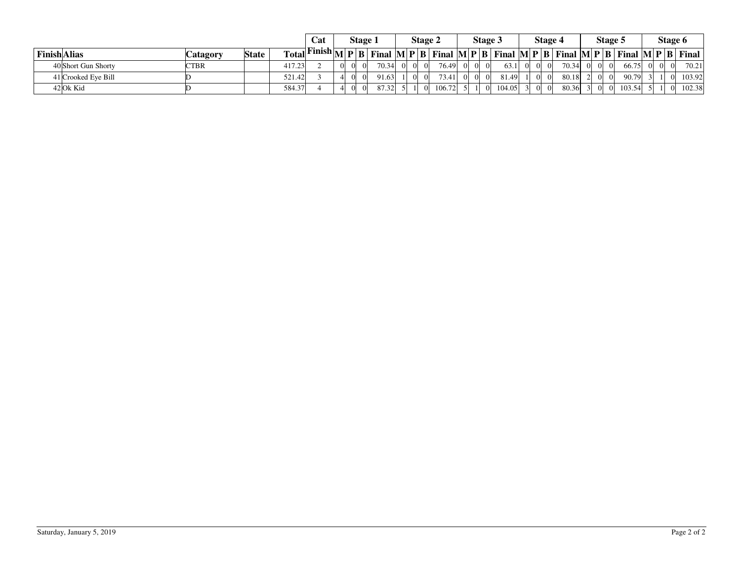| | | | | Cat | Stage 1 | | | | Stage 2 | | | | Stage 3 | | | | Stage 4 | | | | Stage 5 | | | | Stage 6 | | | |
|---|---|---|---|---|---|---|---|---|---|---|---|---|---|---|---|---|---|---|---|---|---|---|---|---|---|---|---|---|
| Finish | Alias | Catagory | State | Total | Finish | M | P | B | Final | M | P | B | Final | M | P | B | Final | M | P | B | Final | M | P | B | Final | M | P | B | Final |
| 40 | Short Gun Shorty | CTBR | | 417.23 | 2 | 0 | 0 | 0 | 70.34 | 0 | 0 | 0 | 76.49 | 0 | 0 | 0 | 63.1 | 0 | 0 | 0 | 70.34 | 0 | 0 | 0 | 66.75 | 0 | 0 | 0 | 70.21 |
| 41 | Crooked Eye Bill | D | | 521.42 | 3 | 4 | 0 | 0 | 91.63 | 1 | 0 | 0 | 73.41 | 0 | 0 | 0 | 81.49 | 1 | 0 | 0 | 80.18 | 2 | 0 | 0 | 90.79 | 3 | 1 | 0 | 103.92 |
| 42 | Ok Kid | D | | 584.37 | 4 | 4 | 0 | 0 | 87.32 | 5 | 1 | 0 | 106.72 | 5 | 1 | 0 | 104.05 | 3 | 0 | 0 | 80.36 | 3 | 0 | 0 | 103.54 | 5 | 1 | 0 | 102.38 |

Saturday, January 5, 2019